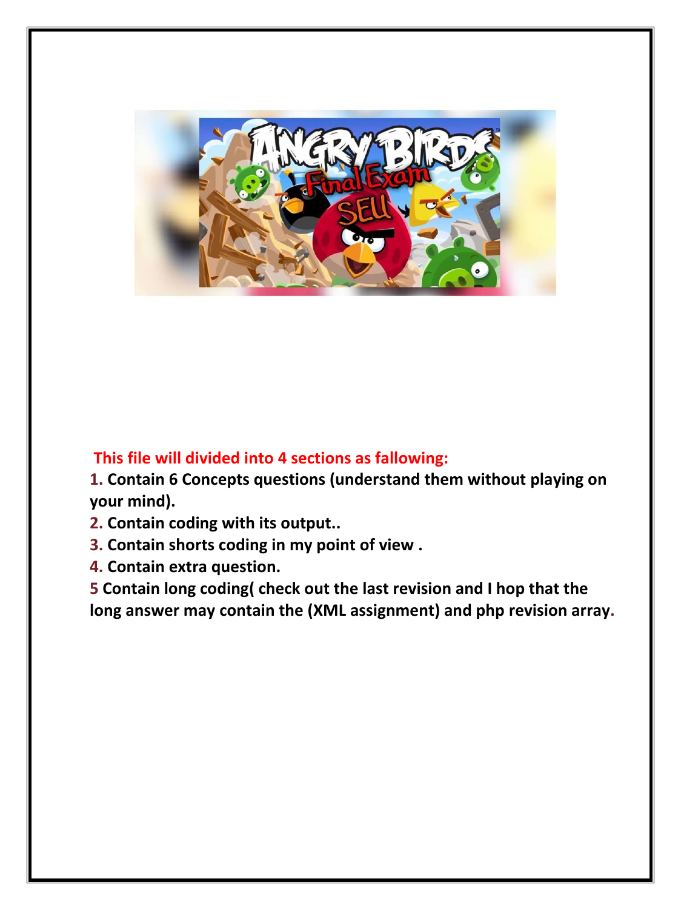**This file will divided into 4 sections as fallowing:**

**1. Contain 6 Concepts questions (understand them without playing on your mind).**

**2. Contain coding with its output..**

**3. Contain shorts coding in my point of view .**

**4. Contain extra question.**

**5 Contain long coding( check out the last revision and I hop that the long answer may contain the (XML assignment) and php revision array.**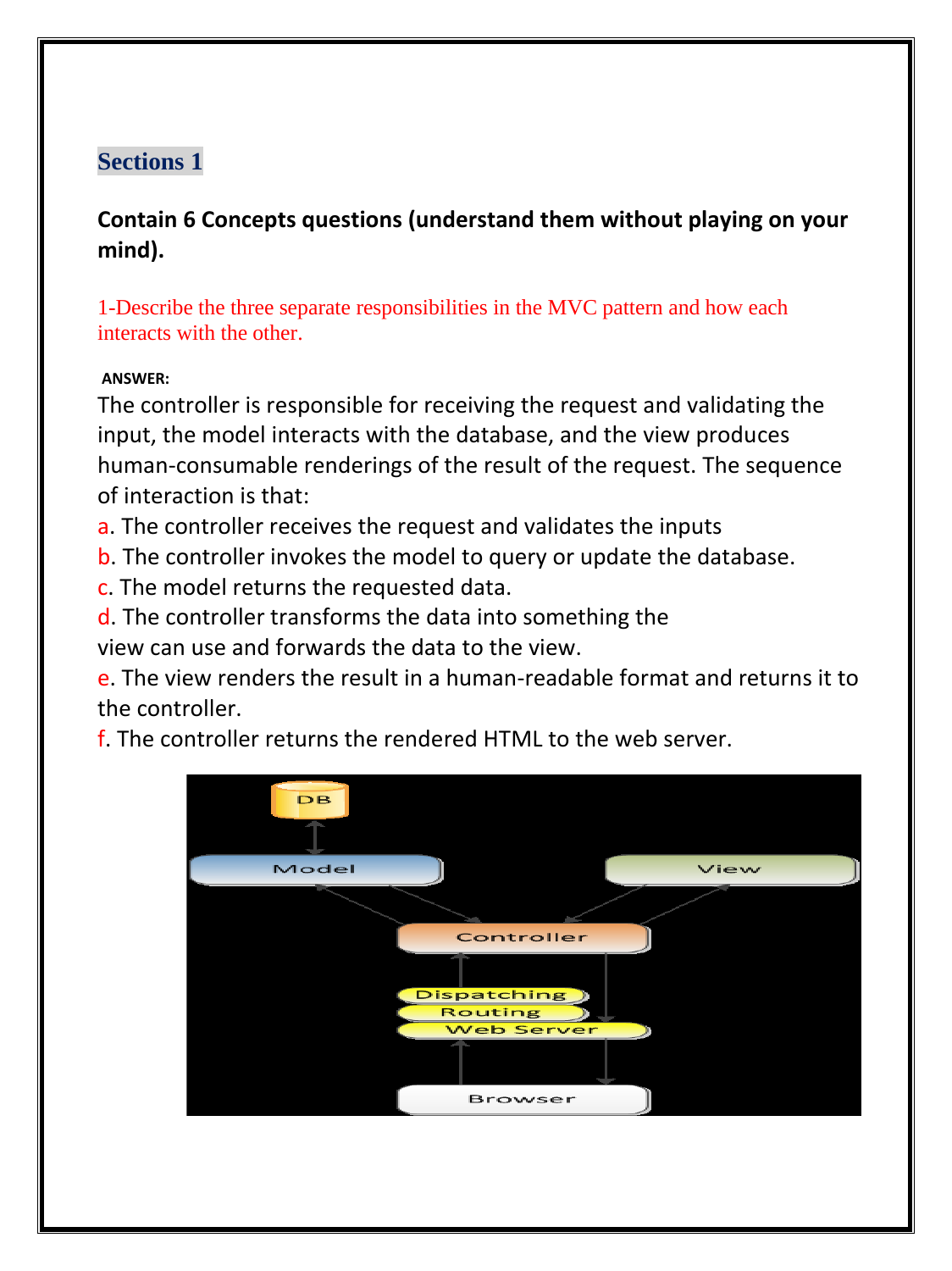## Sections 1

**Contain 6 Concepts questions (understand them without playing on your mind).**

1-Describe the three separate responsibilities in the MVC pattern and how each interacts with the other.

**ANSWER:**

The controller is responsible for receiving the request and validating the input, the model interacts with the database, and the view produces human-consumable renderings of the result of the request. The sequence of interaction is that:

a. The controller receives the request and validates the inputs

b. The controller invokes the model to query or update the database.

c. The model returns the requested data.

d. The controller transforms the data into something the view can use and forwards the data to the view.

e. The view renders the result in a human-readable format and returns it to the controller.

f. The controller returns the rendered HTML to the web server.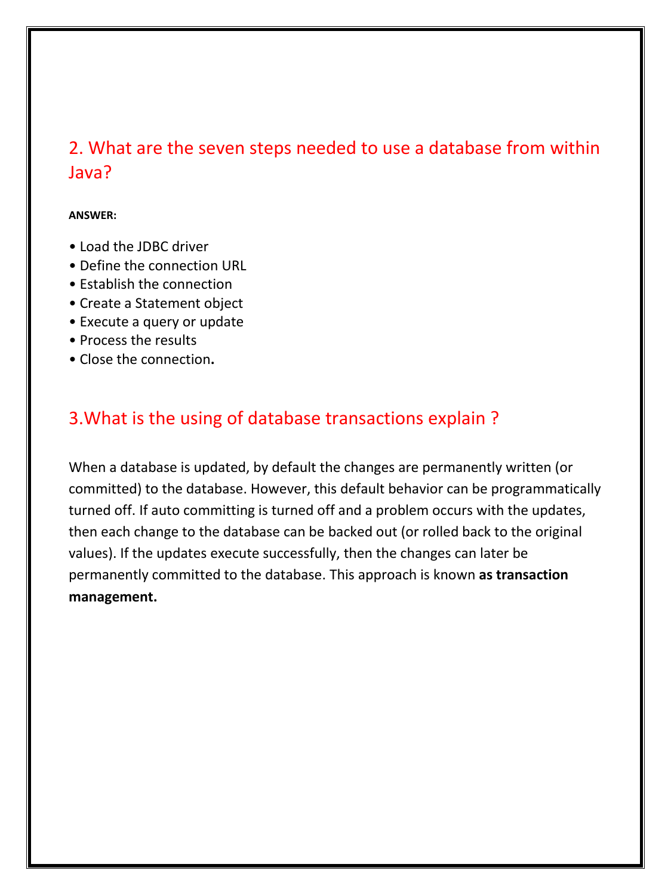## 2. What are the seven steps needed to use a database from within Java?

**ANSWER:**

- Load the JDBC driver
- Define the connection URL
- Establish the connection
- Create a Statement object
- Execute a query or update
- Process the results
- Close the connection**.**

## 3.What is the using of database transactions explain ?

When a database is updated, by default the changes are permanently written (or committed) to the database. However, this default behavior can be programmatically turned off. If auto committing is turned off and a problem occurs with the updates, then each change to the database can be backed out (or rolled back to the original values). If the updates execute successfully, then the changes can later be permanently committed to the database. This approach is known **as transaction management.**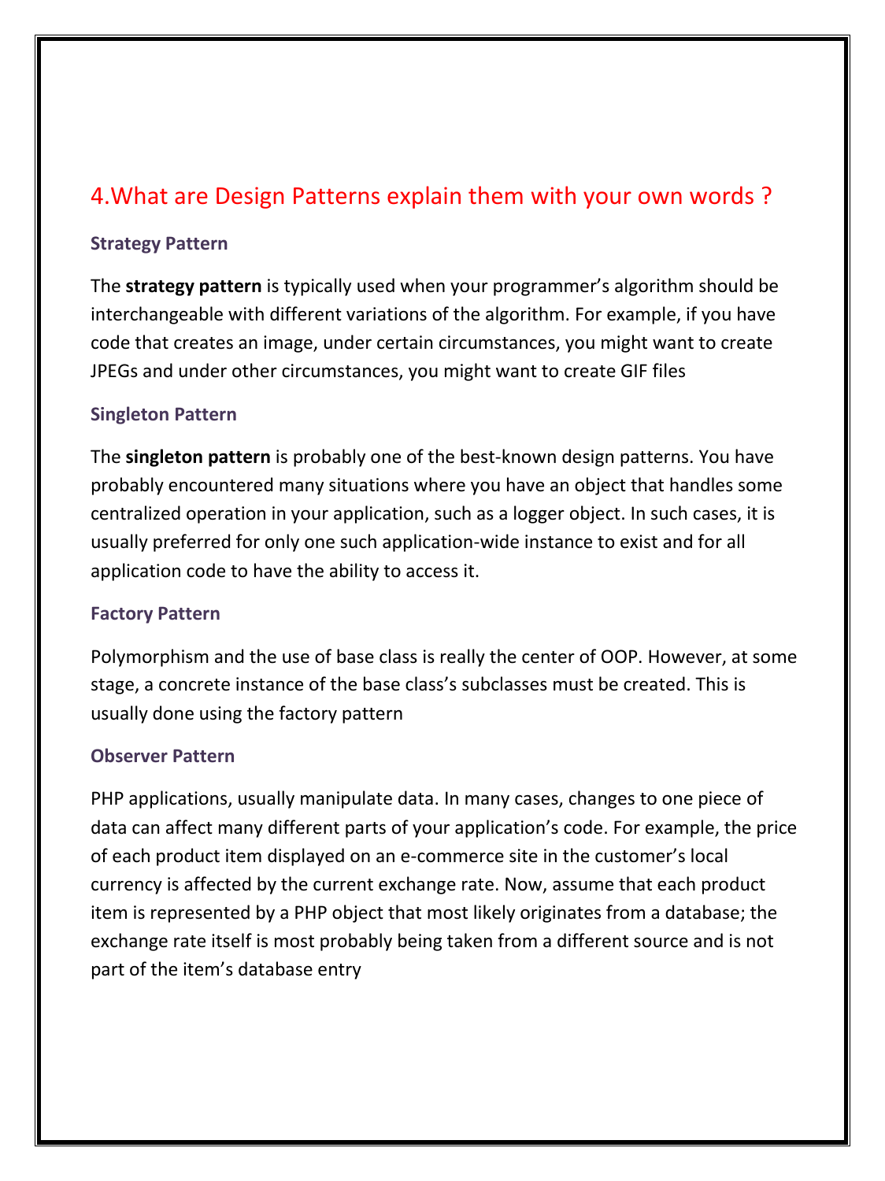## 4.What are Design Patterns explain them with your own words ?

### Strategy Pattern

The **strategy pattern** is typically used when your programmer's algorithm should be interchangeable with different variations of the algorithm. For example, if you have code that creates an image, under certain circumstances, you might want to create JPEGs and under other circumstances, you might want to create GIF files

### Singleton Pattern

The **singleton pattern** is probably one of the best-known design patterns. You have probably encountered many situations where you have an object that handles some centralized operation in your application, such as a logger object. In such cases, it is usually preferred for only one such application-wide instance to exist and for all application code to have the ability to access it.

### Factory Pattern

Polymorphism and the use of base class is really the center of OOP. However, at some stage, a concrete instance of the base class's subclasses must be created. This is usually done using the factory pattern

### Observer Pattern

PHP applications, usually manipulate data. In many cases, changes to one piece of data can affect many different parts of your application's code. For example, the price of each product item displayed on an e-commerce site in the customer's local currency is affected by the current exchange rate. Now, assume that each product item is represented by a PHP object that most likely originates from a database; the exchange rate itself is most probably being taken from a different source and is not part of the item's database entry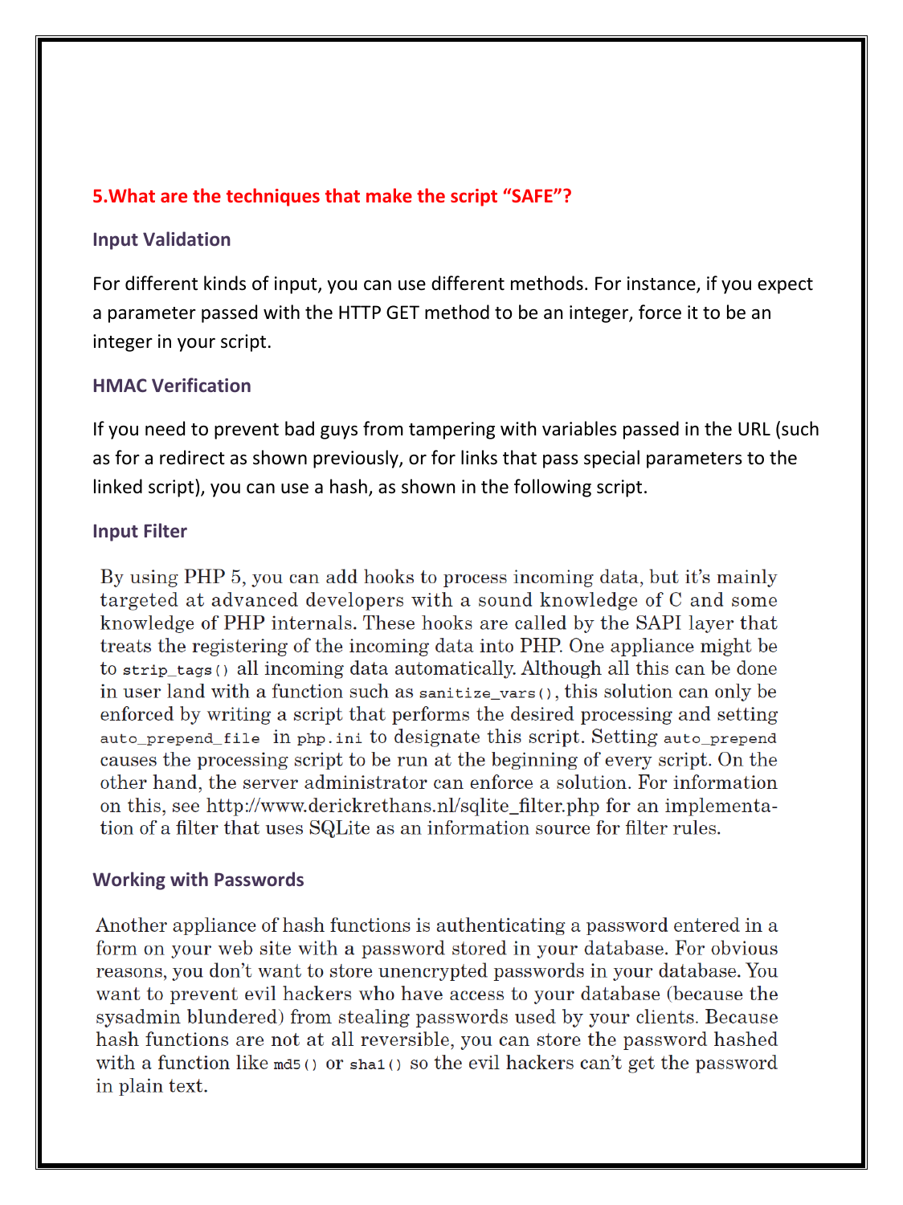## 5.What are the techniques that make the script "SAFE"?

### Input Validation

For different kinds of input, you can use different methods. For instance, if you expect a parameter passed with the HTTP GET method to be an integer, force it to be an integer in your script.

### HMAC Verification

If you need to prevent bad guys from tampering with variables passed in the URL (such as for a redirect as shown previously, or for links that pass special parameters to the linked script), you can use a hash, as shown in the following script.

### Input Filter

By using PHP 5, you can add hooks to process incoming data, but it's mainly targeted at advanced developers with a sound knowledge of C and some knowledge of PHP internals. These hooks are called by the SAPI layer that treats the registering of the incoming data into PHP. One appliance might be to `strip_tags()` all incoming data automatically. Although all this can be done in user land with a function such as `sanitize_vars()`, this solution can only be enforced by writing a script that performs the desired processing and setting `auto_prepend_file` in `php.ini` to designate this script. Setting `auto_prepend` causes the processing script to be run at the beginning of every script. On the other hand, the server administrator can enforce a solution. For information on this, see http://www.derickrethans.nl/sqlite_filter.php for an implementation of a filter that uses SQLite as an information source for filter rules.

### Working with Passwords

Another appliance of hash functions is authenticating a password entered in a form on your web site with a password stored in your database. For obvious reasons, you don't want to store unencrypted passwords in your database. You want to prevent evil hackers who have access to your database (because the sysadmin blundered) from stealing passwords used by your clients. Because hash functions are not at all reversible, you can store the password hashed with a function like `md5()` or `sha1()` so the evil hackers can't get the password in plain text.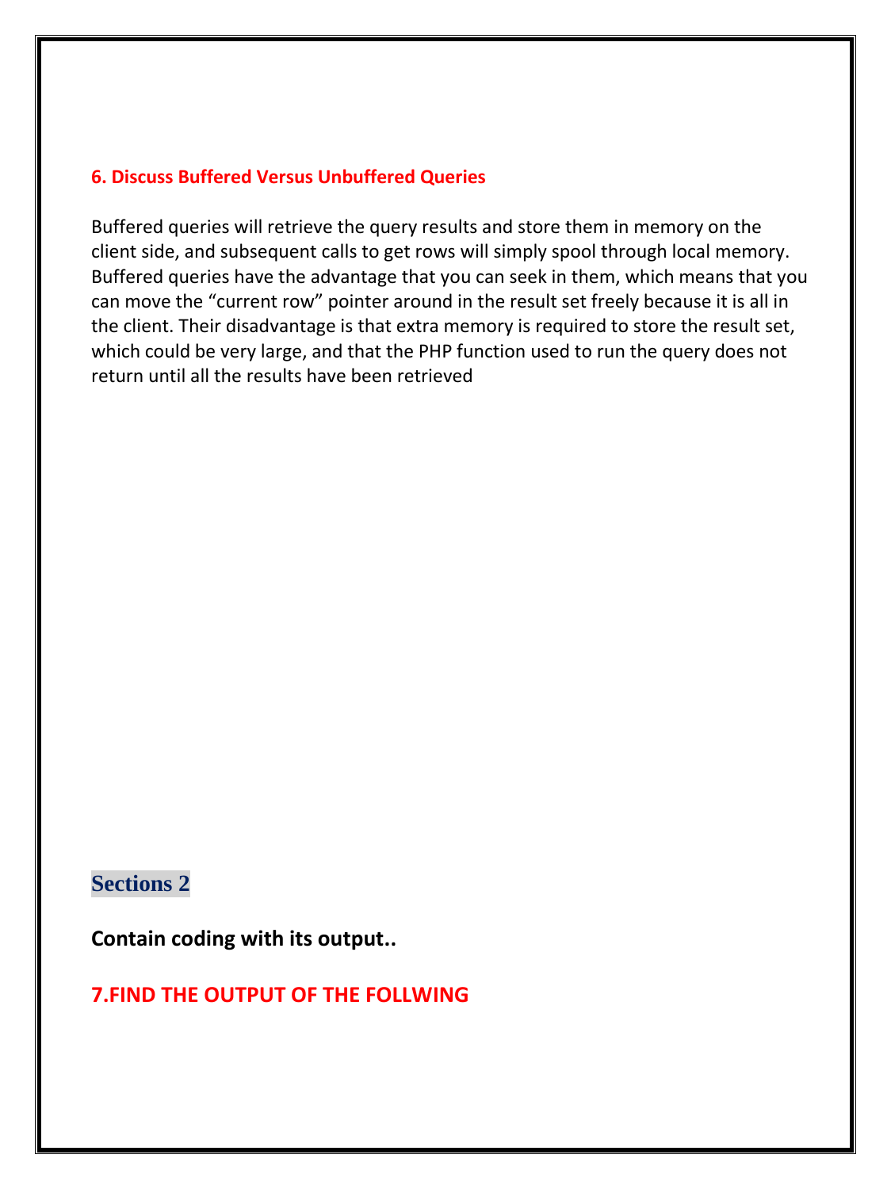### 6. Discuss Buffered Versus Unbuffered Queries

Buffered queries will retrieve the query results and store them in memory on the client side, and subsequent calls to get rows will simply spool through local memory. Buffered queries have the advantage that you can seek in them, which means that you can move the “current row” pointer around in the result set freely because it is all in the client. Their disadvantage is that extra memory is required to store the result set, which could be very large, and that the PHP function used to run the query does not return until all the results have been retrieved

## Sections 2

**Contain coding with its output..**

### 7.FIND THE OUTPUT OF THE FOLLWING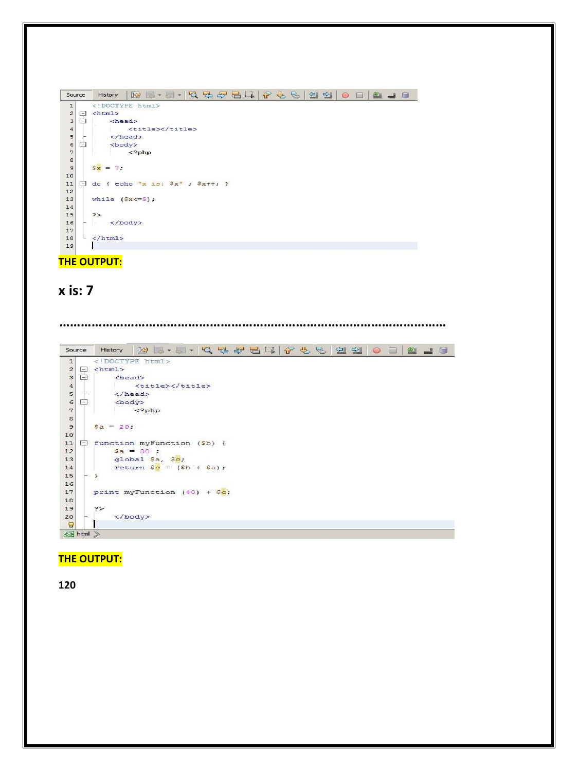```php
<!DOCTYPE html>
<html>
    <head>
        <title></title>
    </head>
    <body>
        <?php

$x = 7;

do { echo "x is: $x" ; $x++; }

while ($x<=5);

?>
    </body>

</html>
```

**THE OUTPUT:**

## x is: 7

……………………………………………………………………………………………

```php
<!DOCTYPE html>
<html>
    <head>
        <title></title>
    </head>
    <body>
        <?php

$a = 20;

function myFunction ($b) {
    $a = 30 ;
    global $a, $c;
    return $c = ($b + $a);
}

print myFunction (40) + $c;

?>
    </body>
```

**THE OUTPUT:**

**120**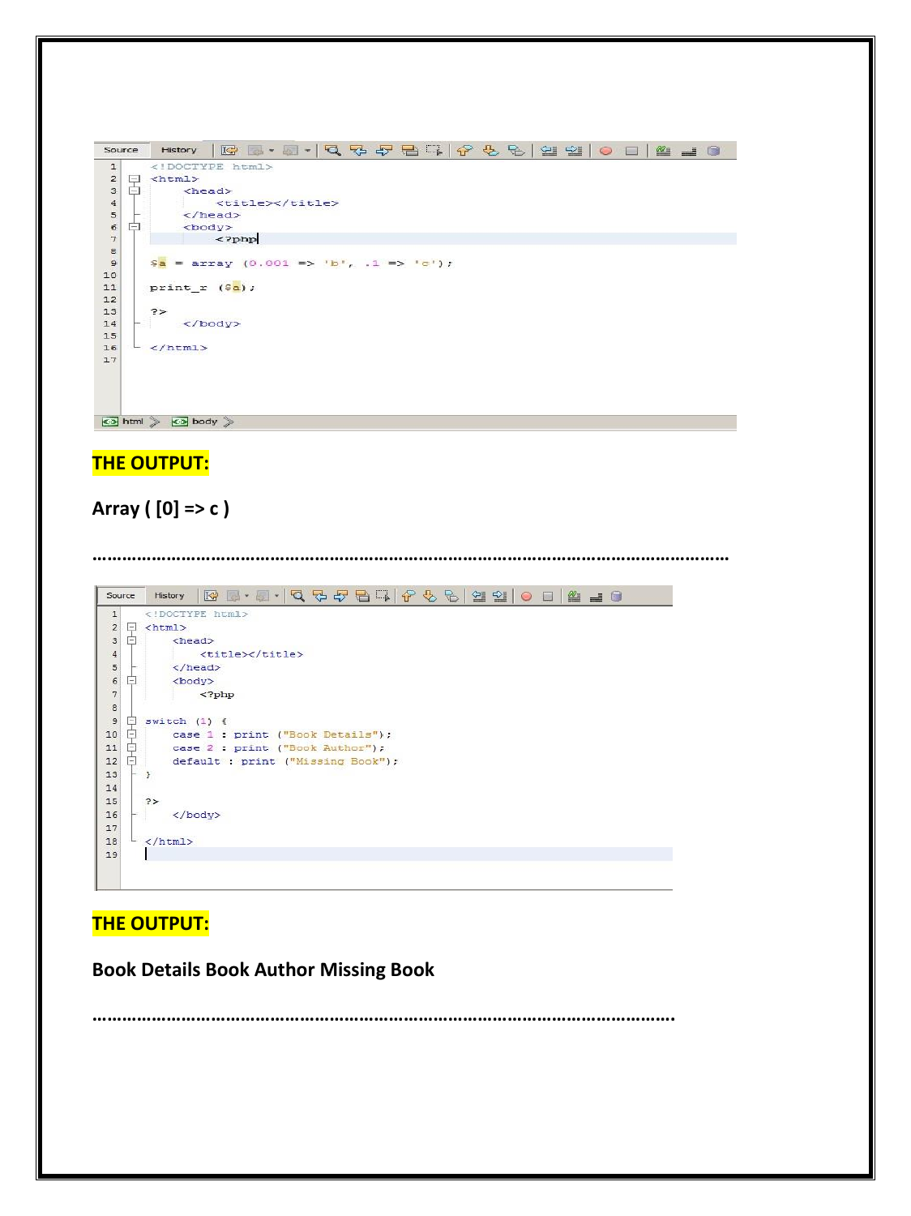```
<!DOCTYPE html>
<html>
    <head>
        <title></title>
    </head>
    <body>
        <?php

$a = array (0.001 => 'b', .1 => 'c');

print_r ($a);

?>
    </body>

</html>
```

**THE OUTPUT:**

**Array ( [0] => c )**

**……………………………………………………………………………………………………………………**

```
<!DOCTYPE html>
<html>
    <head>
        <title></title>
    </head>
    <body>
        <?php

switch (1) {
    case 1 : print ("Book Details");
    case 2 : print ("Book Author");
    default : print ("Missing Book");
}

?>
    </body>

</html>
```

**THE OUTPUT:**

**Book Details Book Author Missing Book**

**……………………………………………………………………………………………………………**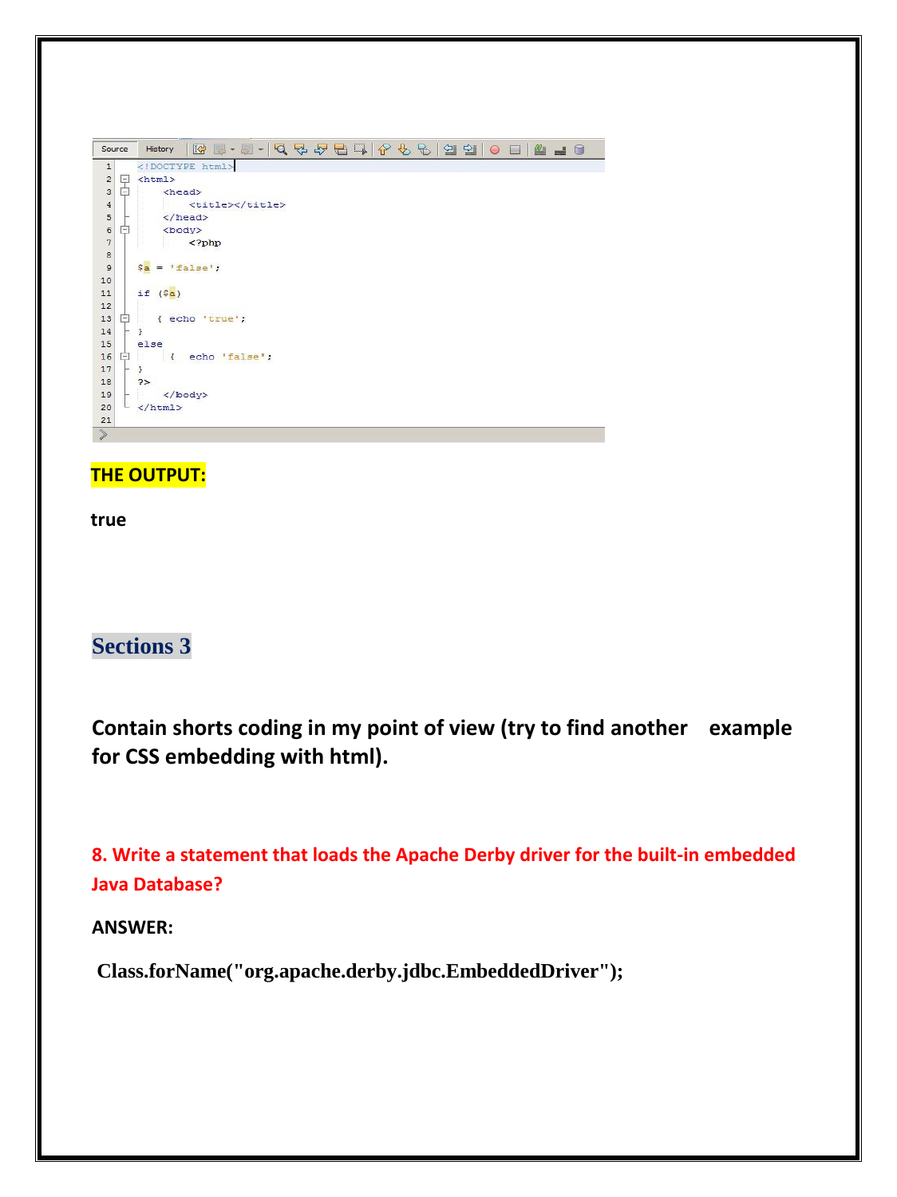```
<!DOCTYPE html>
<html>
    <head>
        <title></title>
    </head>
    <body>
        <?php

$a = 'false';

if ($a)

   { echo 'true';
}
else
    {   echo 'false';
}
?>
    </body>
</html>
```

**THE OUTPUT:**

**true**

## Sections 3

**Contain shorts coding in my point of view (try to find another example for CSS embedding with html).**

**8. Write a statement that loads the Apache Derby driver for the built-in embedded Java Database?**

**ANSWER:**

**Class.forName("org.apache.derby.jdbc.EmbeddedDriver");**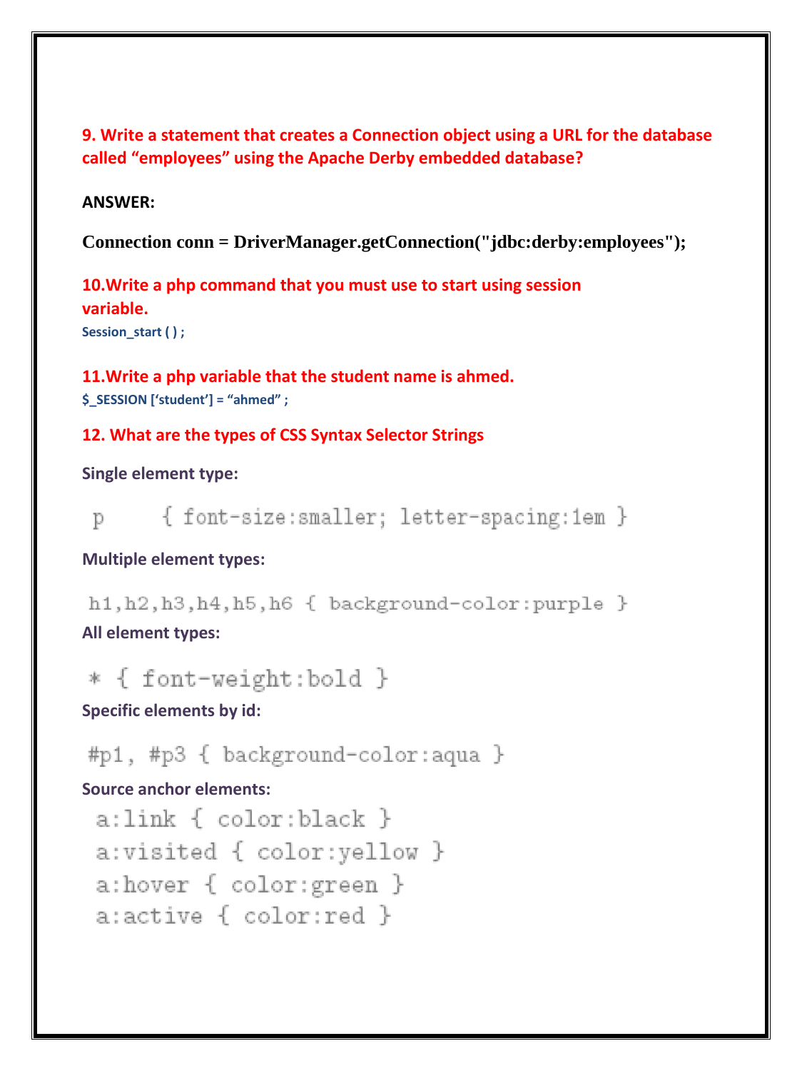**9. Write a statement that creates a Connection object using a URL for the database called "employees" using the Apache Derby embedded database?**

**ANSWER:**

**Connection conn = DriverManager.getConnection("jdbc:derby:employees");**

**10.Write a php command that you must use to start using session variable.**

**Session_start ( ) ;**

**11.Write a php variable that the student name is ahmed.**

**$_SESSION ['student'] = "ahmed" ;**

**12. What are the types of CSS Syntax Selector Strings**

**Single element type:**

```
p     { font-size:smaller; letter-spacing:1em }
```

**Multiple element types:**

```
h1,h2,h3,h4,h5,h6 { background-color:purple }
```

**All element types:**

```
* { font-weight:bold }
```

**Specific elements by id:**

```
#p1, #p3 { background-color:aqua }
```

**Source anchor elements:**

```
a:link { color:black }
a:visited { color:yellow }
a:hover { color:green }
a:active { color:red }
```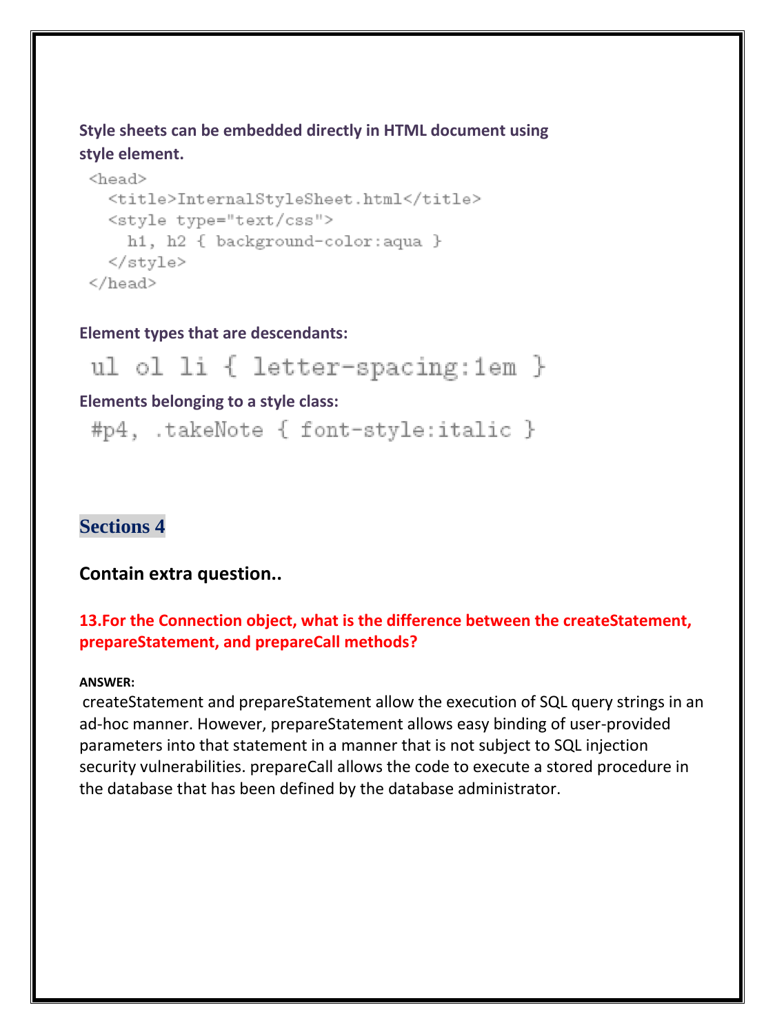**Style sheets can be embedded directly in HTML document using style element.**

```
<head>
  <title>InternalStyleSheet.html</title>
  <style type="text/css">
    h1, h2 { background-color:aqua }
  </style>
</head>
```

**Element types that are descendants:**

```
ul ol li { letter-spacing:1em }
```

**Elements belonging to a style class:**

```
#p4, .takeNote { font-style:italic }
```

## Sections 4

### Contain extra question..

**13.For the Connection object, what is the difference between the createStatement, prepareStatement, and prepareCall methods?**

**ANSWER:**

createStatement and prepareStatement allow the execution of SQL query strings in an ad-hoc manner. However, prepareStatement allows easy binding of user-provided parameters into that statement in a manner that is not subject to SQL injection security vulnerabilities. prepareCall allows the code to execute a stored procedure in the database that has been defined by the database administrator.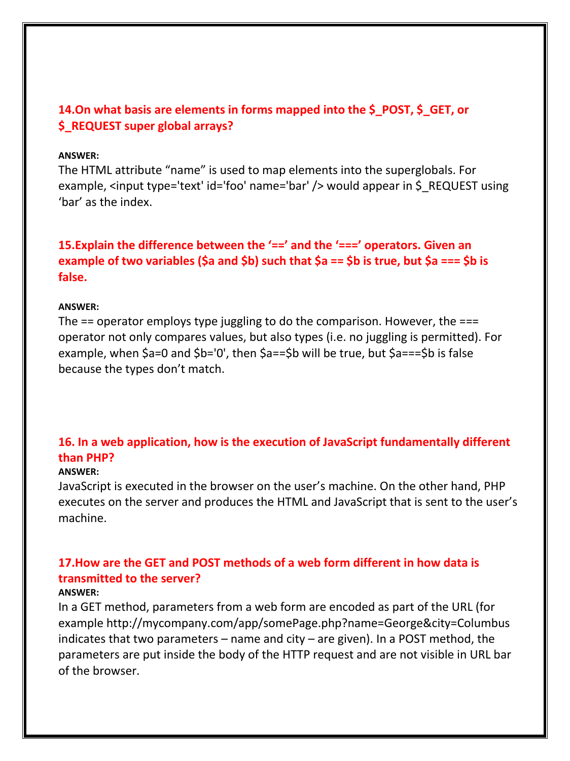### 14.On what basis are elements in forms mapped into the $_POST, $_GET, or $_REQUEST super global arrays?

**ANSWER:**

The HTML attribute “name” is used to map elements into the superglobals. For example, <input type='text' id='foo' name='bar' /> would appear in $_REQUEST using ‘bar’ as the index.

### 15.Explain the difference between the ‘==’ and the ‘===’ operators. Given an example of two variables ($a and $b) such that $a == $b is true, but $a === $b is false.

**ANSWER:**

The == operator employs type juggling to do the comparison. However, the === operator not only compares values, but also types (i.e. no juggling is permitted). For example, when $a=0 and $b='0', then $a==$b will be true, but $a===$b is false because the types don’t match.

### 16. In a web application, how is the execution of JavaScript fundamentally different than PHP?

**ANSWER:**

JavaScript is executed in the browser on the user’s machine. On the other hand, PHP executes on the server and produces the HTML and JavaScript that is sent to the user’s machine.

### 17.How are the GET and POST methods of a web form different in how data is transmitted to the server?

**ANSWER:**

In a GET method, parameters from a web form are encoded as part of the URL (for example http://mycompany.com/app/somePage.php?name=George&city=Columbus indicates that two parameters – name and city – are given). In a POST method, the parameters are put inside the body of the HTTP request and are not visible in URL bar of the browser.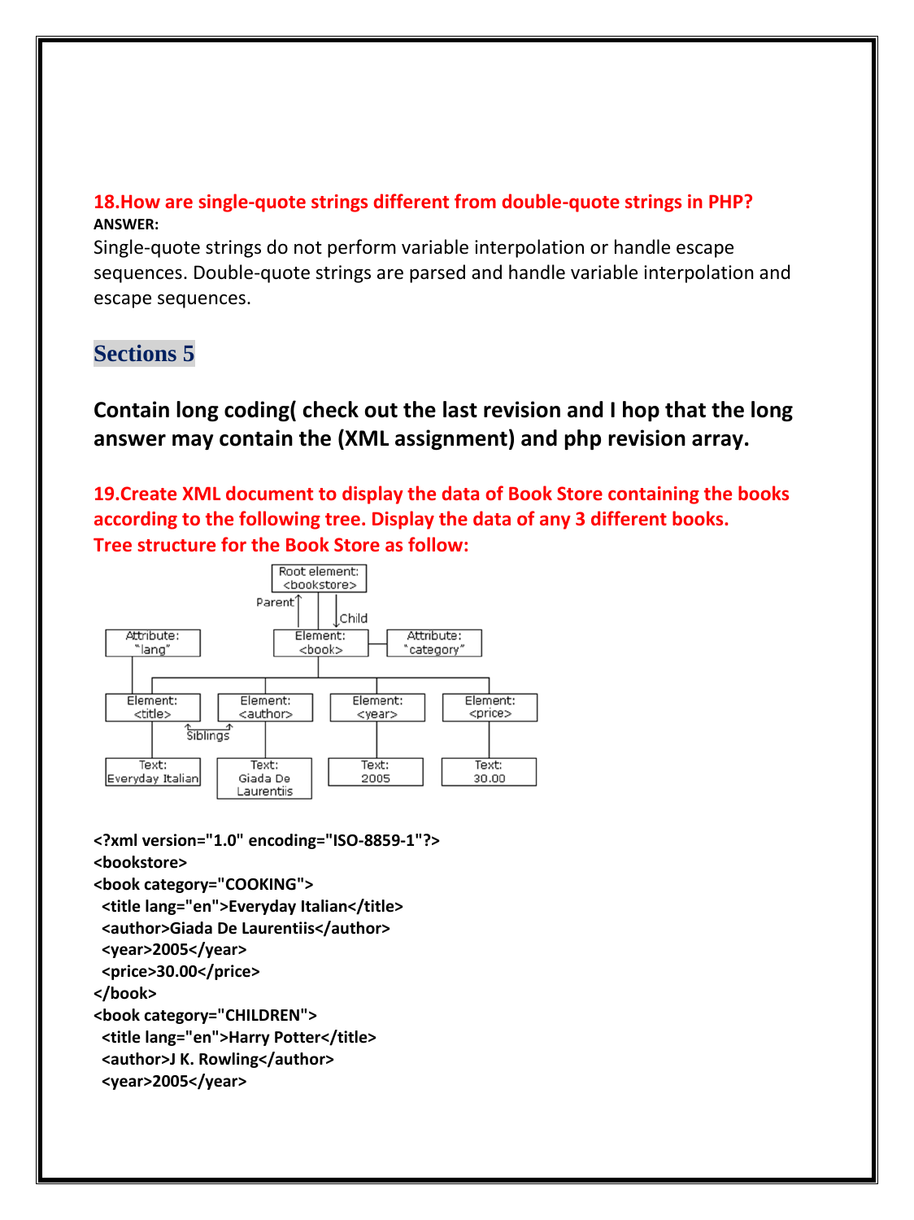**18.How are single-quote strings different from double-quote strings in PHP?**

**ANSWER:**

Single-quote strings do not perform variable interpolation or handle escape sequences. Double-quote strings are parsed and handle variable interpolation and escape sequences.

## Sections 5

### Contain long coding( check out the last revision and I hop that the long answer may contain the (XML assignment) and php revision array.

**19.Create XML document to display the data of Book Store containing the books according to the following tree. Display the data of any 3 different books. Tree structure for the Book Store as follow:**

```
<?xml version="1.0" encoding="ISO-8859-1"?>
<bookstore>
<book category="COOKING">
  <title lang="en">Everyday Italian</title>
  <author>Giada De Laurentiis</author>
  <year>2005</year>
  <price>30.00</price>
</book>
<book category="CHILDREN">
  <title lang="en">Harry Potter</title>
  <author>J K. Rowling</author>
  <year>2005</year>
```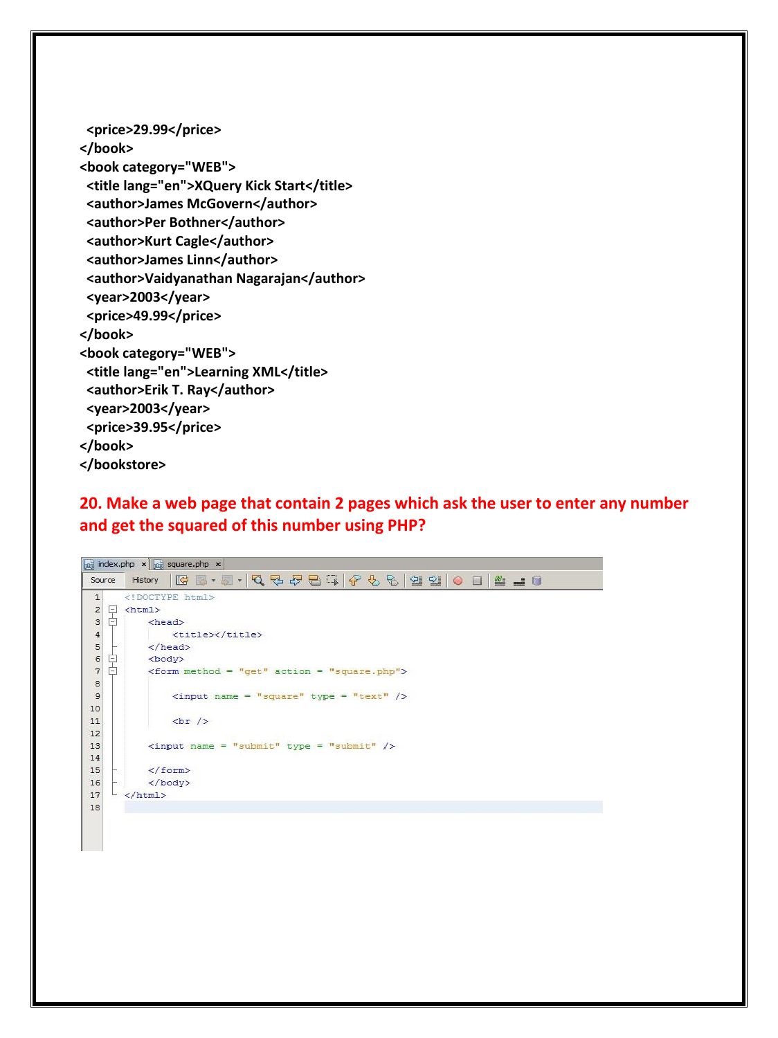```xml
  <price>29.99</price>
</book>
<book category="WEB">
  <title lang="en">XQuery Kick Start</title>
  <author>James McGovern</author>
  <author>Per Bothner</author>
  <author>Kurt Cagle</author>
  <author>James Linn</author>
  <author>Vaidyanathan Nagarajan</author>
  <year>2003</year>
  <price>49.99</price>
</book>
<book category="WEB">
  <title lang="en">Learning XML</title>
  <author>Erik T. Ray</author>
  <year>2003</year>
  <price>39.95</price>
</book>
</bookstore>
```

**20. Make a web page that contain 2 pages which ask the user to enter any number and get the squared of this number using PHP?**

index.php | square.php

```html
<!DOCTYPE html>
<html>
    <head>
        <title></title>
    </head>
    <body>
    <form method = "get" action = "square.php">

        <input name = "square" type = "text" />

        <br />

    <input name = "submit" type = "submit" />

    </form>
    </body>
</html>
```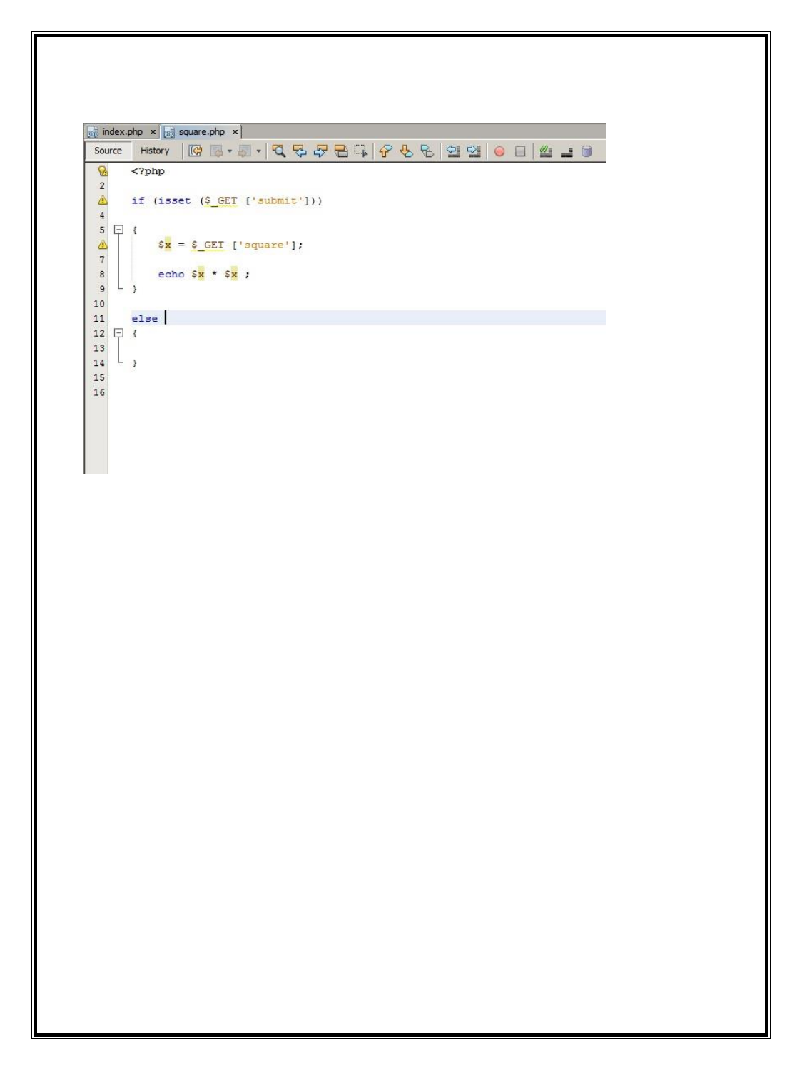index.php × square.php ×

Source History

```php
<?php

if (isset ($_GET ['submit']))

{
    $x = $_GET ['square'];

    echo $x * $x ;
}

else
{

}
```